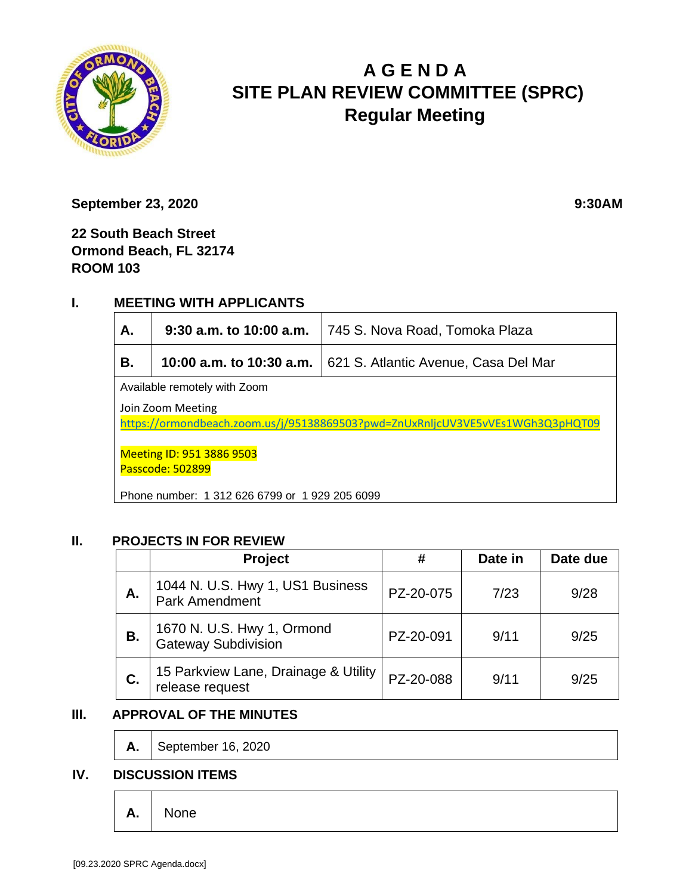# A G E N D A
# SITE PLAN REVIEW COMMITTEE (SPRC)
## Regular Meeting

**September 23, 2020** **9:30AM**

**22 South Beach Street**
**Ormond Beach, FL 32174**
**ROOM 103**

## I. MEETING WITH APPLICANTS

| | | |
|---|---|---|
| **A.** | **9:30 a.m. to 10:00 a.m.** | 745 S. Nova Road, Tomoka Plaza |
| **B.** | **10:00 a.m. to 10:30 a.m.** | 621 S. Atlantic Avenue, Casa Del Mar |

Available remotely with Zoom

Join Zoom Meeting
https://ormondbeach.zoom.us/j/95138869503?pwd=ZnUxRnljcUV3VE5vVEs1WGh3Q3pHQT09

Meeting ID: 951 3886 9503
Passcode: 502899

Phone number: 1 312 626 6799 or 1 929 205 6099

## II. PROJECTS IN FOR REVIEW

| | Project | # | Date in | Date due |
|---|---|---|---|---|
| **A.** | 1044 N. U.S. Hwy 1, US1 Business Park Amendment | PZ-20-075 | 7/23 | 9/28 |
| **B.** | 1670 N. U.S. Hwy 1, Ormond Gateway Subdivision | PZ-20-091 | 9/11 | 9/25 |
| **C.** | 15 Parkview Lane, Drainage & Utility release request | PZ-20-088 | 9/11 | 9/25 |

## III. APPROVAL OF THE MINUTES

| | |
|---|---|
| **A.** | September 16, 2020 |

## IV. DISCUSSION ITEMS

| | |
|---|---|
| **A.** | None |

[09.23.2020 SPRC Agenda.docx]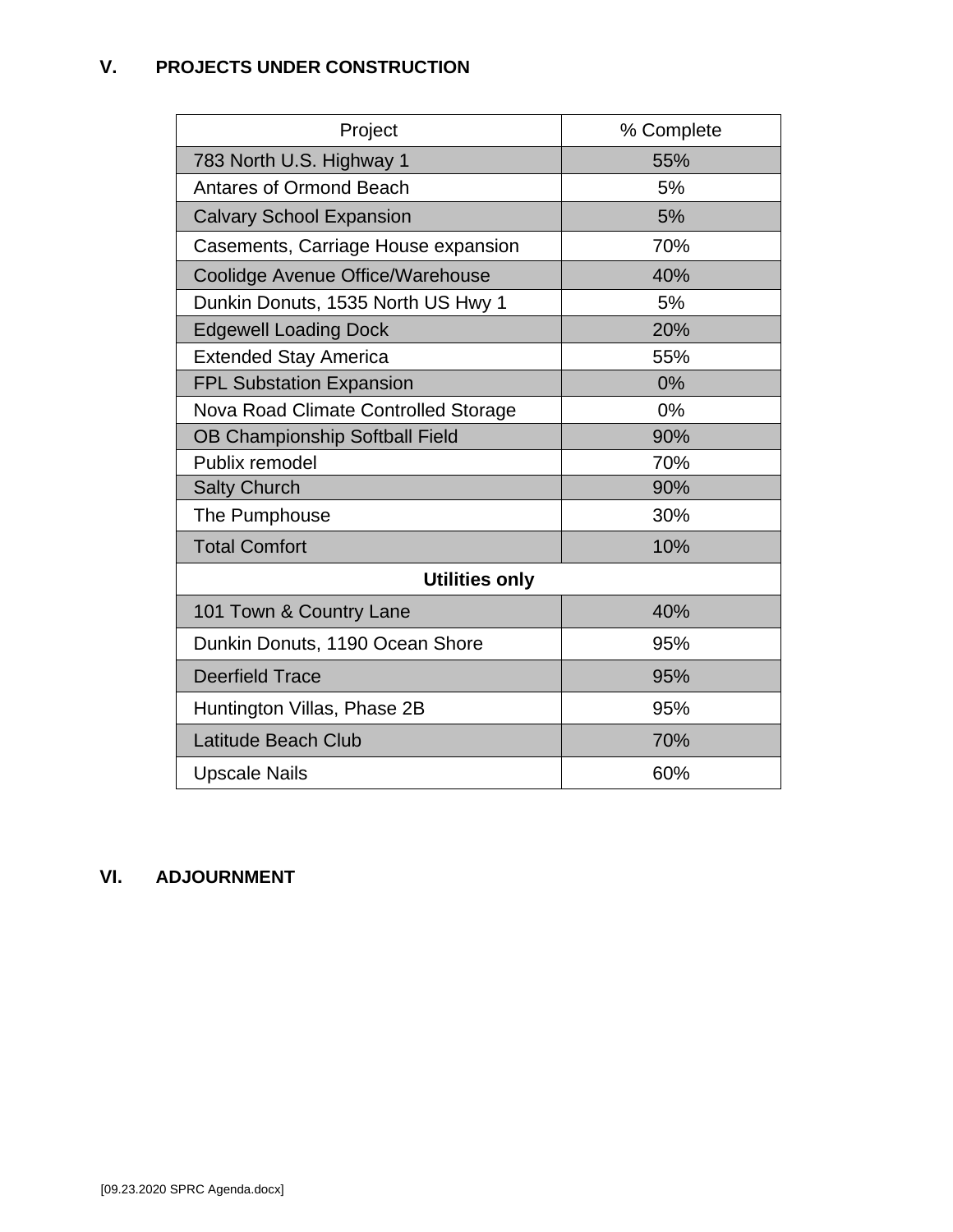## V. PROJECTS UNDER CONSTRUCTION

| Project | % Complete |
|---|---|
| 783 North U.S. Highway 1 | 55% |
| Antares of Ormond Beach | 5% |
| Calvary School Expansion | 5% |
| Casements, Carriage House expansion | 70% |
| Coolidge Avenue Office/Warehouse | 40% |
| Dunkin Donuts, 1535 North US Hwy 1 | 5% |
| Edgewell Loading Dock | 20% |
| Extended Stay America | 55% |
| FPL Substation Expansion | 0% |
| Nova Road Climate Controlled Storage | 0% |
| OB Championship Softball Field | 90% |
| Publix remodel | 70% |
| Salty Church | 90% |
| The Pumphouse | 30% |
| Total Comfort | 10% |
| **Utilities only** | |
| 101 Town & Country Lane | 40% |
| Dunkin Donuts, 1190 Ocean Shore | 95% |
| Deerfield Trace | 95% |
| Huntington Villas, Phase 2B | 95% |
| Latitude Beach Club | 70% |
| Upscale Nails | 60% |

## VI. ADJOURNMENT

[09.23.2020 SPRC Agenda.docx]